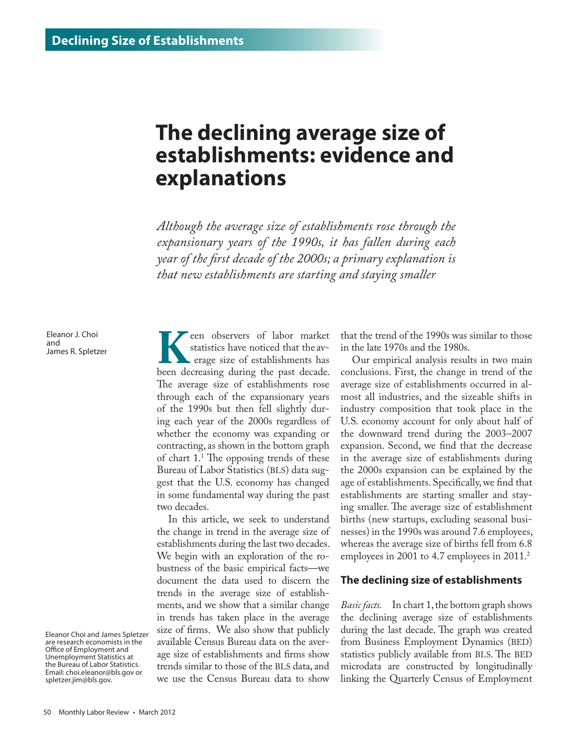# The declining average size of establishments: evidence and explanations

*Although the average size of establishments rose through the expansionary years of the 1990s, it has fallen during each year of the first decade of the 2000s; a primary explanation is that new establishments are starting and staying smaller*

Eleanor J. Choi and James R. Spletzer

Keen observers of labor market statistics have noticed that the average size of establishments has been decreasing during the past decade. The average size of establishments rose through each of the expansionary years of the 1990s but then fell slightly during each year of the 2000s regardless of whether the economy was expanding or contracting, as shown in the bottom graph of chart 1.[1] The opposing trends of these Bureau of Labor Statistics (BLS) data suggest that the U.S. economy has changed in some fundamental way during the past two decades.

In this article, we seek to understand the change in trend in the average size of establishments during the last two decades. We begin with an exploration of the robustness of the basic empirical facts—we document the data used to discern the trends in the average size of establishments, and we show that a similar change in trends has taken place in the average size of firms. We also show that publicly available Census Bureau data on the average size of establishments and firms show trends similar to those of the BLS data, and we use the Census Bureau data to show that the trend of the 1990s was similar to those in the late 1970s and the 1980s.

Our empirical analysis results in two main conclusions. First, the change in trend of the average size of establishments occurred in almost all industries, and the sizeable shifts in industry composition that took place in the U.S. economy account for only about half of the downward trend during the 2003–2007 expansion. Second, we find that the decrease in the average size of establishments during the 2000s expansion can be explained by the age of establishments. Specifically, we find that establishments are starting smaller and staying smaller. The average size of establishment births (new startups, excluding seasonal businesses) in the 1990s was around 7.6 employees, whereas the average size of births fell from 6.8 employees in 2001 to 4.7 employees in 2011.[2]

## The declining size of establishments

*Basic facts.* In chart 1, the bottom graph shows the declining average size of establishments during the last decade. The graph was created from Business Employment Dynamics (BED) statistics publicly available from BLS. The BED microdata are constructed by longitudinally linking the Quarterly Census of Employment

Eleanor Choi and James Spletzer are research economists in the Office of Employment and Unemployment Statistics at the Bureau of Labor Statistics. Email: choi.eleanor@bls.gov or spletzer.jim@bls.gov.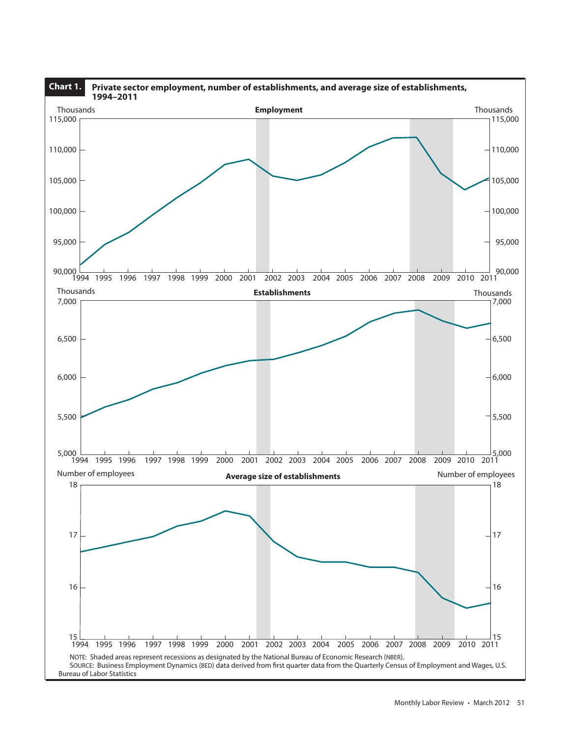**Chart 1. Private sector employment, number of establishments, and average size of establishments, 1994–2011**

NOTE: Shaded areas represent recessions as designated by the National Bureau of Economic Research (NBER).

SOURCE: Business Employment Dynamics (BED) data derived from first quarter data from the Quarterly Census of Employment and Wages, U.S. Bureau of Labor Statistics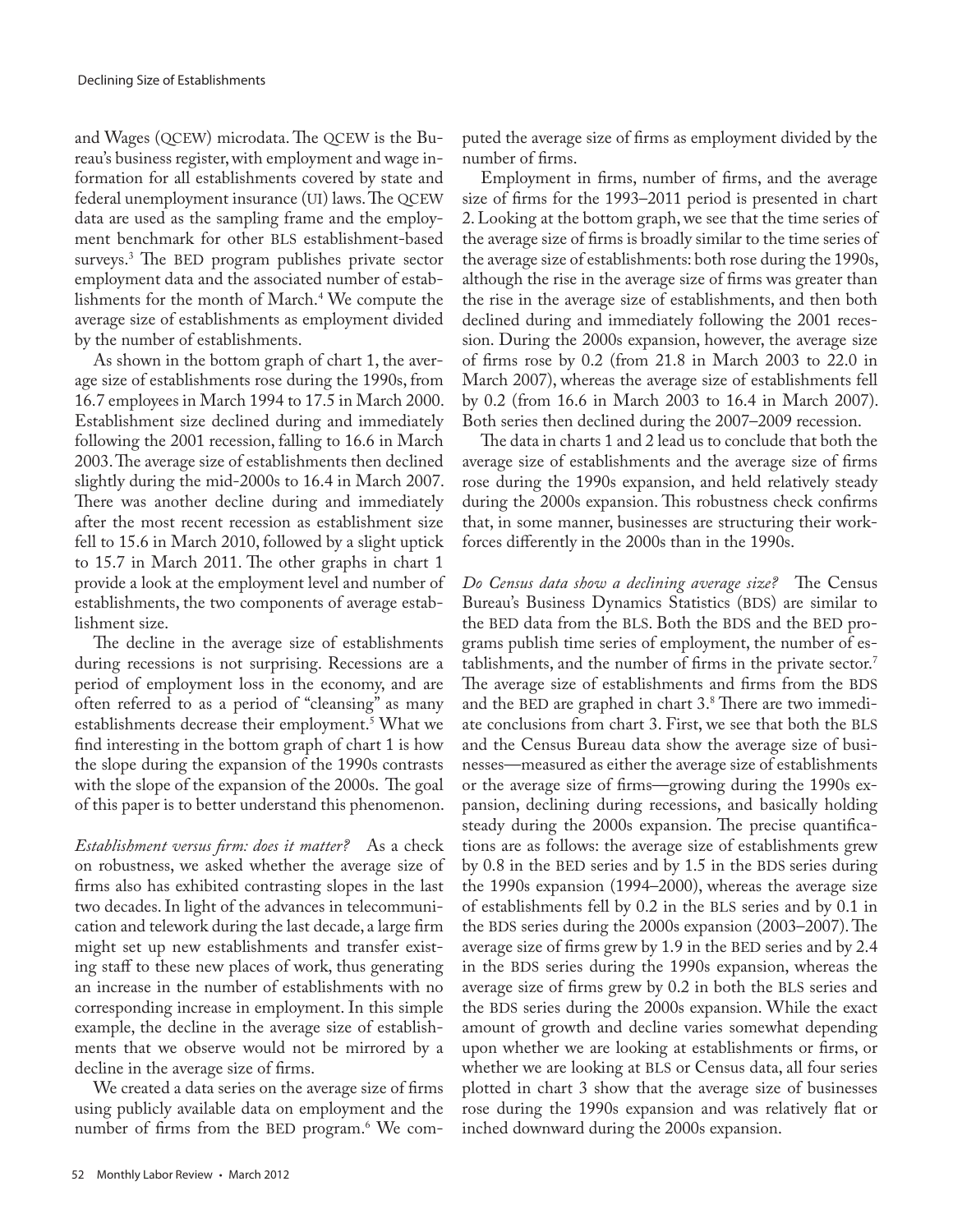and Wages (QCEW) microdata. The QCEW is the Bureau's business register, with employment and wage information for all establishments covered by state and federal unemployment insurance (UI) laws. The QCEW data are used as the sampling frame and the employment benchmark for other BLS establishment-based surveys.[3] The BED program publishes private sector employment data and the associated number of establishments for the month of March.[4] We compute the average size of establishments as employment divided by the number of establishments.

As shown in the bottom graph of chart 1, the average size of establishments rose during the 1990s, from 16.7 employees in March 1994 to 17.5 in March 2000. Establishment size declined during and immediately following the 2001 recession, falling to 16.6 in March 2003. The average size of establishments then declined slightly during the mid-2000s to 16.4 in March 2007. There was another decline during and immediately after the most recent recession as establishment size fell to 15.6 in March 2010, followed by a slight uptick to 15.7 in March 2011. The other graphs in chart 1 provide a look at the employment level and number of establishments, the two components of average establishment size.

The decline in the average size of establishments during recessions is not surprising. Recessions are a period of employment loss in the economy, and are often referred to as a period of "cleansing" as many establishments decrease their employment.[5] What we find interesting in the bottom graph of chart 1 is how the slope during the expansion of the 1990s contrasts with the slope of the expansion of the 2000s. The goal of this paper is to better understand this phenomenon.

*Establishment versus firm: does it matter?* As a check on robustness, we asked whether the average size of firms also has exhibited contrasting slopes in the last two decades. In light of the advances in telecommunication and telework during the last decade, a large firm might set up new establishments and transfer existing staff to these new places of work, thus generating an increase in the number of establishments with no corresponding increase in employment. In this simple example, the decline in the average size of establishments that we observe would not be mirrored by a decline in the average size of firms.

We created a data series on the average size of firms using publicly available data on employment and the number of firms from the BED program.[6] We computed the average size of firms as employment divided by the number of firms.

Employment in firms, number of firms, and the average size of firms for the 1993–2011 period is presented in chart 2. Looking at the bottom graph, we see that the time series of the average size of firms is broadly similar to the time series of the average size of establishments: both rose during the 1990s, although the rise in the average size of firms was greater than the rise in the average size of establishments, and then both declined during and immediately following the 2001 recession. During the 2000s expansion, however, the average size of firms rose by 0.2 (from 21.8 in March 2003 to 22.0 in March 2007), whereas the average size of establishments fell by 0.2 (from 16.6 in March 2003 to 16.4 in March 2007). Both series then declined during the 2007–2009 recession.

The data in charts 1 and 2 lead us to conclude that both the average size of establishments and the average size of firms rose during the 1990s expansion, and held relatively steady during the 2000s expansion. This robustness check confirms that, in some manner, businesses are structuring their workforces differently in the 2000s than in the 1990s.

*Do Census data show a declining average size?* The Census Bureau's Business Dynamics Statistics (BDS) are similar to the BED data from the BLS. Both the BDS and the BED programs publish time series of employment, the number of establishments, and the number of firms in the private sector.[7] The average size of establishments and firms from the BDS and the BED are graphed in chart 3.[8] There are two immediate conclusions from chart 3. First, we see that both the BLS and the Census Bureau data show the average size of businesses—measured as either the average size of establishments or the average size of firms—growing during the 1990s expansion, declining during recessions, and basically holding steady during the 2000s expansion. The precise quantifications are as follows: the average size of establishments grew by 0.8 in the BED series and by 1.5 in the BDS series during the 1990s expansion (1994–2000), whereas the average size of establishments fell by 0.2 in the BLS series and by 0.1 in the BDS series during the 2000s expansion (2003–2007). The average size of firms grew by 1.9 in the BED series and by 2.4 in the BDS series during the 1990s expansion, whereas the average size of firms grew by 0.2 in both the BLS series and the BDS series during the 2000s expansion. While the exact amount of growth and decline varies somewhat depending upon whether we are looking at establishments or firms, or whether we are looking at BLS or Census data, all four series plotted in chart 3 show that the average size of businesses rose during the 1990s expansion and was relatively flat or inched downward during the 2000s expansion.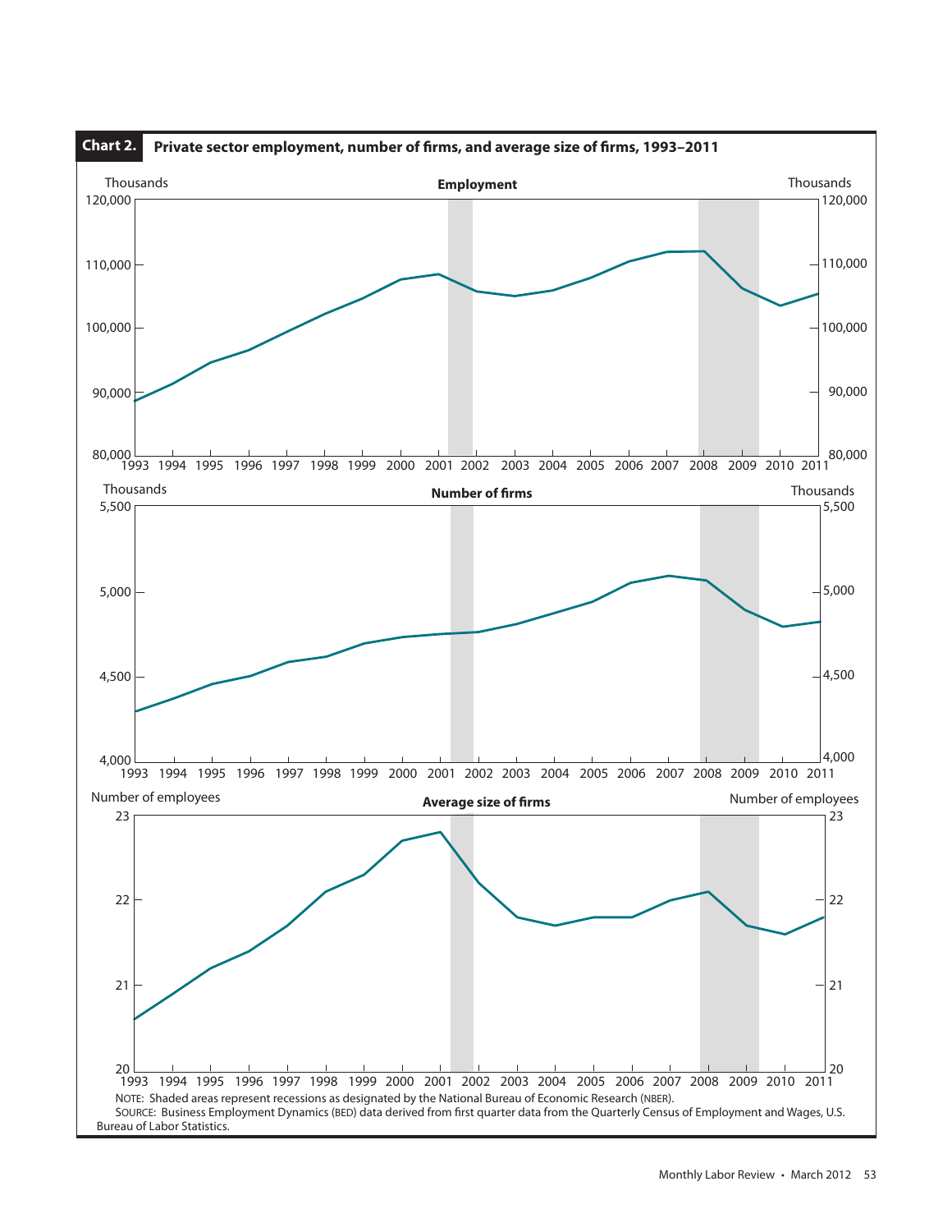**Chart 2. Private sector employment, number of firms, and average size of firms, 1993–2011**

Employment

Number of firms

Average size of firms

NOTE: Shaded areas represent recessions as designated by the National Bureau of Economic Research (NBER).

SOURCE: Business Employment Dynamics (BED) data derived from first quarter data from the Quarterly Census of Employment and Wages, U.S. Bureau of Labor Statistics.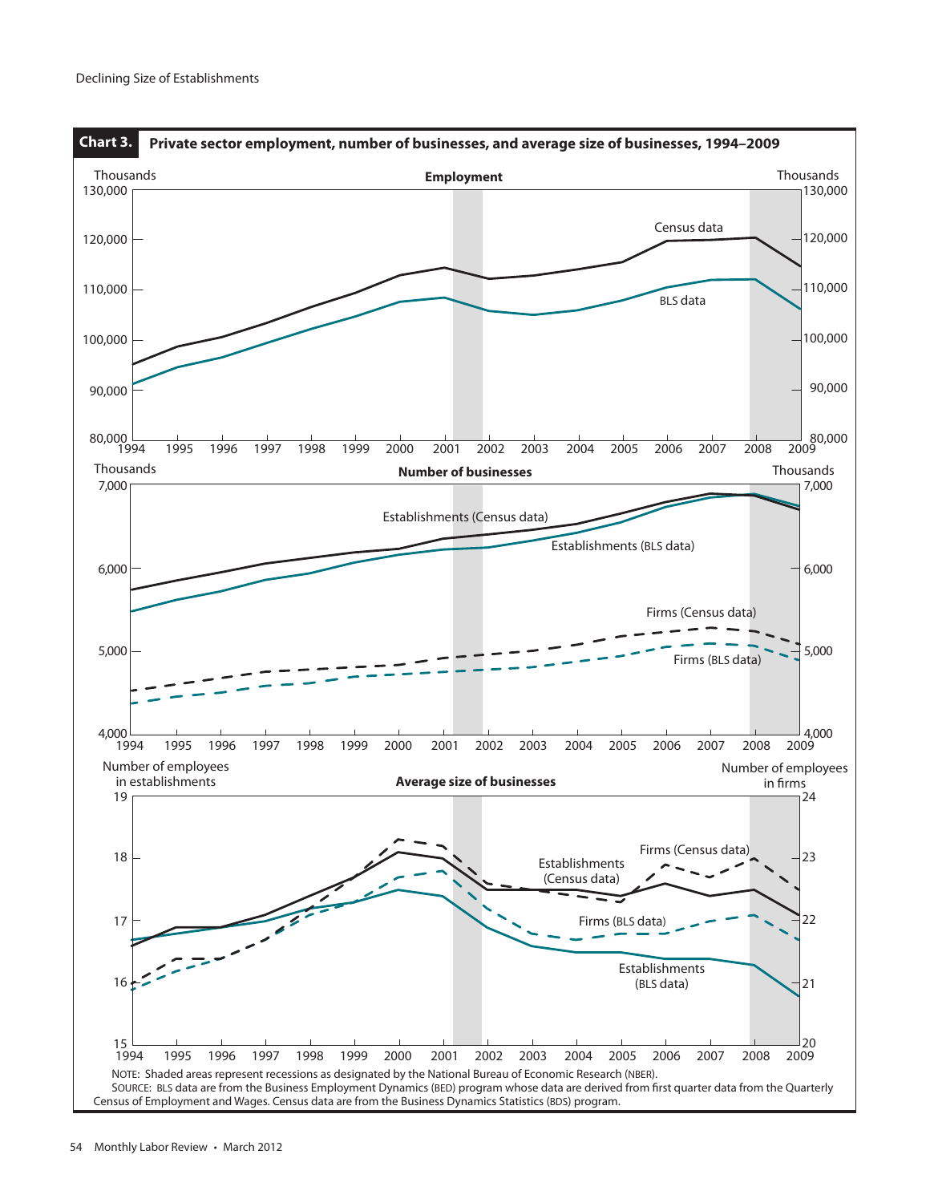**Chart 3. Private sector employment, number of businesses, and average size of businesses, 1994–2009**

NOTE: Shaded areas represent recessions as designated by the National Bureau of Economic Research (NBER).

SOURCE: BLS data are from the Business Employment Dynamics (BED) program whose data are derived from first quarter data from the Quarterly Census of Employment and Wages. Census data are from the Business Dynamics Statistics (BDS) program.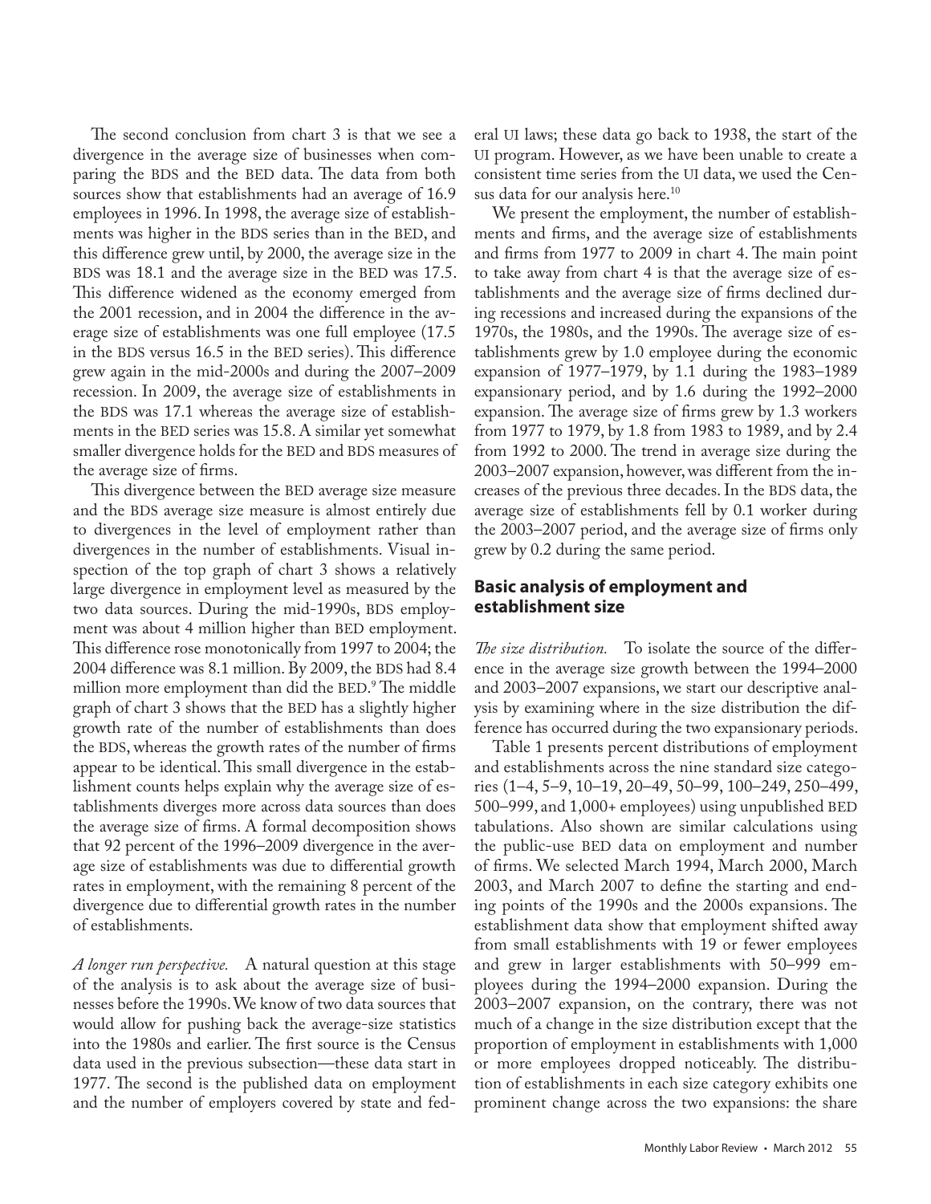The second conclusion from chart 3 is that we see a divergence in the average size of businesses when comparing the BDS and the BED data. The data from both sources show that establishments had an average of 16.9 employees in 1996. In 1998, the average size of establishments was higher in the BDS series than in the BED, and this difference grew until, by 2000, the average size in the BDS was 18.1 and the average size in the BED was 17.5. This difference widened as the economy emerged from the 2001 recession, and in 2004 the difference in the average size of establishments was one full employee (17.5 in the BDS versus 16.5 in the BED series). This difference grew again in the mid-2000s and during the 2007–2009 recession. In 2009, the average size of establishments in the BDS was 17.1 whereas the average size of establishments in the BED series was 15.8. A similar yet somewhat smaller divergence holds for the BED and BDS measures of the average size of firms.

This divergence between the BED average size measure and the BDS average size measure is almost entirely due to divergences in the level of employment rather than divergences in the number of establishments. Visual inspection of the top graph of chart 3 shows a relatively large divergence in employment level as measured by the two data sources. During the mid-1990s, BDS employment was about 4 million higher than BED employment. This difference rose monotonically from 1997 to 2004; the 2004 difference was 8.1 million. By 2009, the BDS had 8.4 million more employment than did the BED.[9] The middle graph of chart 3 shows that the BED has a slightly higher growth rate of the number of establishments than does the BDS, whereas the growth rates of the number of firms appear to be identical. This small divergence in the establishment counts helps explain why the average size of establishments diverges more across data sources than does the average size of firms. A formal decomposition shows that 92 percent of the 1996–2009 divergence in the average size of establishments was due to differential growth rates in employment, with the remaining 8 percent of the divergence due to differential growth rates in the number of establishments.

*A longer run perspective.* A natural question at this stage of the analysis is to ask about the average size of businesses before the 1990s. We know of two data sources that would allow for pushing back the average-size statistics into the 1980s and earlier. The first source is the Census data used in the previous subsection—these data start in 1977. The second is the published data on employment and the number of employers covered by state and federal UI laws; these data go back to 1938, the start of the UI program. However, as we have been unable to create a consistent time series from the UI data, we used the Census data for our analysis here.[10]

We present the employment, the number of establishments and firms, and the average size of establishments and firms from 1977 to 2009 in chart 4. The main point to take away from chart 4 is that the average size of establishments and the average size of firms declined during recessions and increased during the expansions of the 1970s, the 1980s, and the 1990s. The average size of establishments grew by 1.0 employee during the economic expansion of 1977–1979, by 1.1 during the 1983–1989 expansionary period, and by 1.6 during the 1992–2000 expansion. The average size of firms grew by 1.3 workers from 1977 to 1979, by 1.8 from 1983 to 1989, and by 2.4 from 1992 to 2000. The trend in average size during the 2003–2007 expansion, however, was different from the increases of the previous three decades. In the BDS data, the average size of establishments fell by 0.1 worker during the 2003–2007 period, and the average size of firms only grew by 0.2 during the same period.

## Basic analysis of employment and establishment size

*The size distribution.* To isolate the source of the difference in the average size growth between the 1994–2000 and 2003–2007 expansions, we start our descriptive analysis by examining where in the size distribution the difference has occurred during the two expansionary periods.

Table 1 presents percent distributions of employment and establishments across the nine standard size categories (1–4, 5–9, 10–19, 20–49, 50–99, 100–249, 250–499, 500–999, and 1,000+ employees) using unpublished BED tabulations. Also shown are similar calculations using the public-use BED data on employment and number of firms. We selected March 1994, March 2000, March 2003, and March 2007 to define the starting and ending points of the 1990s and the 2000s expansions. The establishment data show that employment shifted away from small establishments with 19 or fewer employees and grew in larger establishments with 50–999 employees during the 1994–2000 expansion. During the 2003–2007 expansion, on the contrary, there was not much of a change in the size distribution except that the proportion of employment in establishments with 1,000 or more employees dropped noticeably. The distribution of establishments in each size category exhibits one prominent change across the two expansions: the share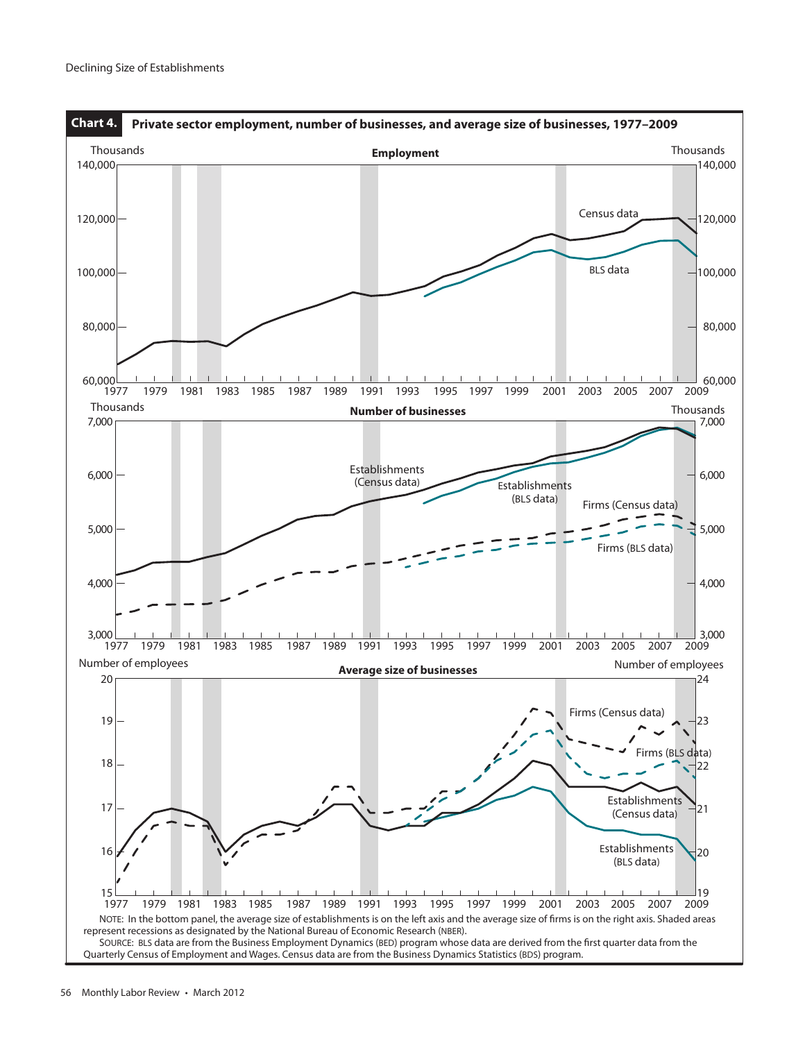**Chart 4. Private sector employment, number of businesses, and average size of businesses, 1977–2009**

NOTE: In the bottom panel, the average size of establishments is on the left axis and the average size of firms is on the right axis. Shaded areas represent recessions as designated by the National Bureau of Economic Research (NBER).

SOURCE: BLS data are from the Business Employment Dynamics (BED) program whose data are derived from the first quarter data from the Quarterly Census of Employment and Wages. Census data are from the Business Dynamics Statistics (BDS) program.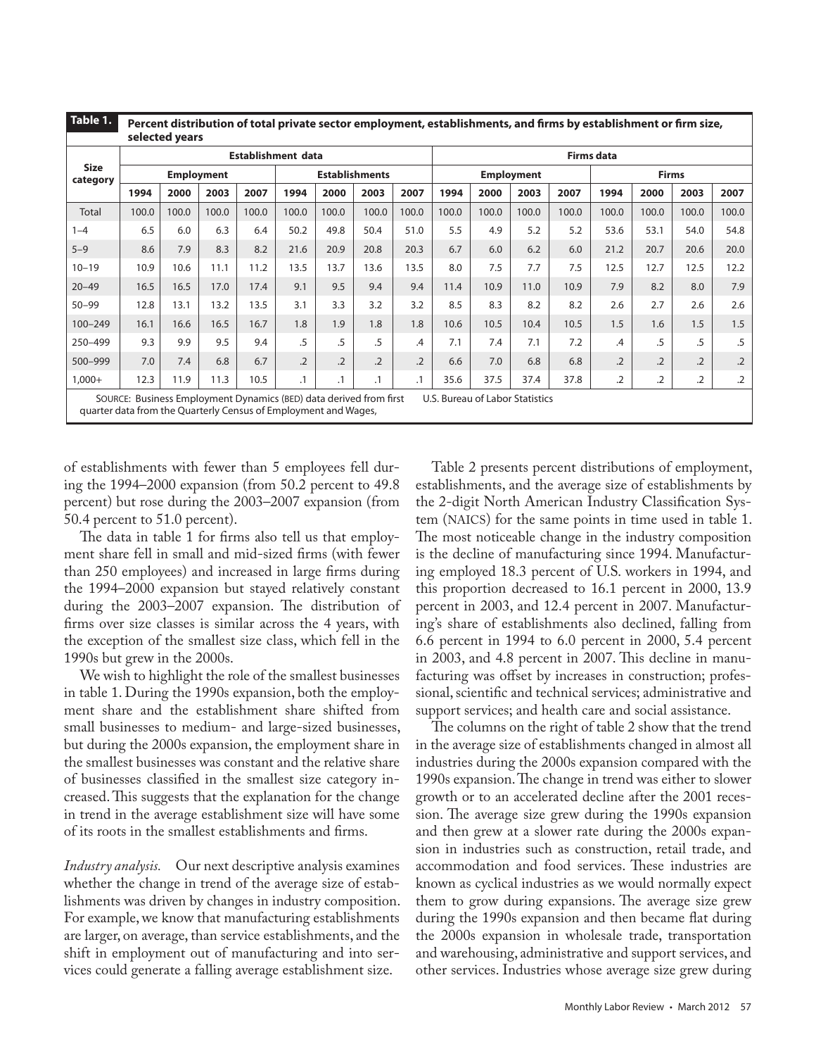**Table 1. Percent distribution of total private sector employment, establishments, and firms by establishment or firm size, selected years**

| Size category | Establishment data | | | | | | | | Firms data | | | | | | | |
|---|---|---|---|---|---|---|---|---|---|---|---|---|---|---|---|---|
| | Employment | | | | Establishments | | | | Employment | | | | Firms | | | |
| | 1994 | 2000 | 2003 | 2007 | 1994 | 2000 | 2003 | 2007 | 1994 | 2000 | 2003 | 2007 | 1994 | 2000 | 2003 | 2007 |
| Total | 100.0 | 100.0 | 100.0 | 100.0 | 100.0 | 100.0 | 100.0 | 100.0 | 100.0 | 100.0 | 100.0 | 100.0 | 100.0 | 100.0 | 100.0 | 100.0 |
| 1–4 | 6.5 | 6.0 | 6.3 | 6.4 | 50.2 | 49.8 | 50.4 | 51.0 | 5.5 | 4.9 | 5.2 | 5.2 | 53.6 | 53.1 | 54.0 | 54.8 |
| 5–9 | 8.6 | 7.9 | 8.3 | 8.2 | 21.6 | 20.9 | 20.8 | 20.3 | 6.7 | 6.0 | 6.2 | 6.0 | 21.2 | 20.7 | 20.6 | 20.0 |
| 10–19 | 10.9 | 10.6 | 11.1 | 11.2 | 13.5 | 13.7 | 13.6 | 13.5 | 8.0 | 7.5 | 7.7 | 7.5 | 12.5 | 12.7 | 12.5 | 12.2 |
| 20–49 | 16.5 | 16.5 | 17.0 | 17.4 | 9.1 | 9.5 | 9.4 | 9.4 | 11.4 | 10.9 | 11.0 | 10.9 | 7.9 | 8.2 | 8.0 | 7.9 |
| 50–99 | 12.8 | 13.1 | 13.2 | 13.5 | 3.1 | 3.3 | 3.2 | 3.2 | 8.5 | 8.3 | 8.2 | 8.2 | 2.6 | 2.7 | 2.6 | 2.6 |
| 100–249 | 16.1 | 16.6 | 16.5 | 16.7 | 1.8 | 1.9 | 1.8 | 1.8 | 10.6 | 10.5 | 10.4 | 10.5 | 1.5 | 1.6 | 1.5 | 1.5 |
| 250–499 | 9.3 | 9.9 | 9.5 | 9.4 | .5 | .5 | .5 | .4 | 7.1 | 7.4 | 7.1 | 7.2 | .4 | .5 | .5 | .5 |
| 500–999 | 7.0 | 7.4 | 6.8 | 6.7 | .2 | .2 | .2 | .2 | 6.6 | 7.0 | 6.8 | 6.8 | .2 | .2 | .2 | .2 |
| 1,000+ | 12.3 | 11.9 | 11.3 | 10.5 | .1 | .1 | .1 | .1 | 35.6 | 37.5 | 37.4 | 37.8 | .2 | .2 | .2 | .2 |

SOURCE: Business Employment Dynamics (BED) data derived from first quarter data from the Quarterly Census of Employment and Wages, U.S. Bureau of Labor Statistics

of establishments with fewer than 5 employees fell during the 1994–2000 expansion (from 50.2 percent to 49.8 percent) but rose during the 2003–2007 expansion (from 50.4 percent to 51.0 percent).

The data in table 1 for firms also tell us that employment share fell in small and mid-sized firms (with fewer than 250 employees) and increased in large firms during the 1994–2000 expansion but stayed relatively constant during the 2003–2007 expansion. The distribution of firms over size classes is similar across the 4 years, with the exception of the smallest size class, which fell in the 1990s but grew in the 2000s.

We wish to highlight the role of the smallest businesses in table 1. During the 1990s expansion, both the employment share and the establishment share shifted from small businesses to medium- and large-sized businesses, but during the 2000s expansion, the employment share in the smallest businesses was constant and the relative share of businesses classified in the smallest size category increased. This suggests that the explanation for the change in trend in the average establishment size will have some of its roots in the smallest establishments and firms.

*Industry analysis.* Our next descriptive analysis examines whether the change in trend of the average size of establishments was driven by changes in industry composition. For example, we know that manufacturing establishments are larger, on average, than service establishments, and the shift in employment out of manufacturing and into services could generate a falling average establishment size.

Table 2 presents percent distributions of employment, establishments, and the average size of establishments by the 2-digit North American Industry Classification System (NAICS) for the same points in time used in table 1. The most noticeable change in the industry composition is the decline of manufacturing since 1994. Manufacturing employed 18.3 percent of U.S. workers in 1994, and this proportion decreased to 16.1 percent in 2000, 13.9 percent in 2003, and 12.4 percent in 2007. Manufacturing's share of establishments also declined, falling from 6.6 percent in 1994 to 6.0 percent in 2000, 5.4 percent in 2003, and 4.8 percent in 2007. This decline in manufacturing was offset by increases in construction; professional, scientific and technical services; administrative and support services; and health care and social assistance.

The columns on the right of table 2 show that the trend in the average size of establishments changed in almost all industries during the 2000s expansion compared with the 1990s expansion. The change in trend was either to slower growth or to an accelerated decline after the 2001 recession. The average size grew during the 1990s expansion and then grew at a slower rate during the 2000s expansion in industries such as construction, retail trade, and accommodation and food services. These industries are known as cyclical industries as we would normally expect them to grow during expansions. The average size grew during the 1990s expansion and then became flat during the 2000s expansion in wholesale trade, transportation and warehousing, administrative and support services, and other services. Industries whose average size grew during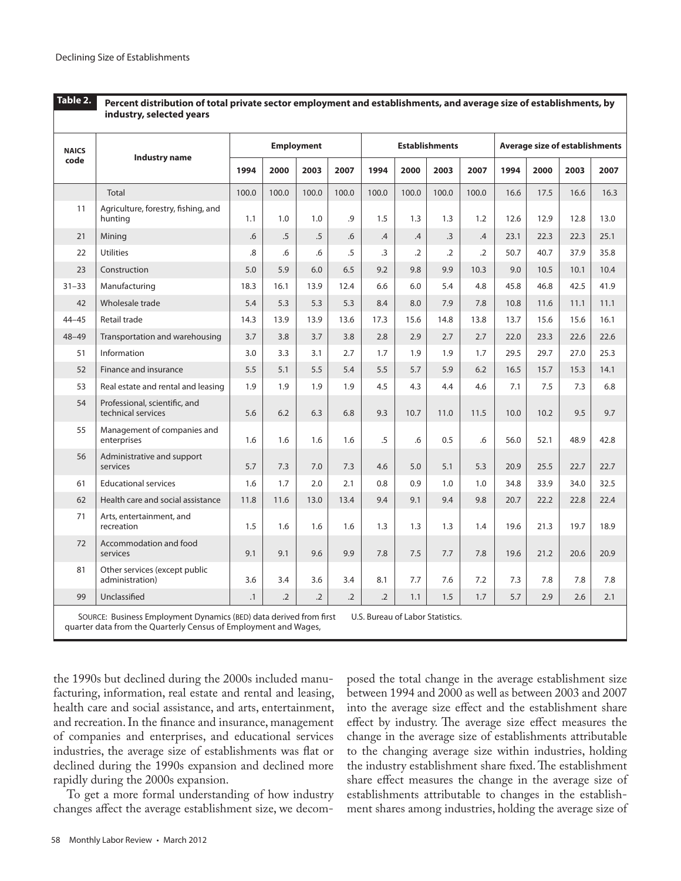**Table 2. Percent distribution of total private sector employment and establishments, and average size of establishments, by industry, selected years**

| NAICS code | Industry name | Employment | | | | Establishments | | | | Average size of establishments | | | |
|---|---|---|---|---|---|---|---|---|---|---|---|---|---|
| | | 1994 | 2000 | 2003 | 2007 | 1994 | 2000 | 2003 | 2007 | 1994 | 2000 | 2003 | 2007 |
| | Total | 100.0 | 100.0 | 100.0 | 100.0 | 100.0 | 100.0 | 100.0 | 100.0 | 16.6 | 17.5 | 16.6 | 16.3 |
| 11 | Agriculture, forestry, fishing, and hunting | 1.1 | 1.0 | 1.0 | .9 | 1.5 | 1.3 | 1.3 | 1.2 | 12.6 | 12.9 | 12.8 | 13.0 |
| 21 | Mining | .6 | .5 | .5 | .6 | .4 | .4 | .3 | .4 | 23.1 | 22.3 | 22.3 | 25.1 |
| 22 | Utilities | .8 | .6 | .6 | .5 | .3 | .2 | .2 | .2 | 50.7 | 40.7 | 37.9 | 35.8 |
| 23 | Construction | 5.0 | 5.9 | 6.0 | 6.5 | 9.2 | 9.8 | 9.9 | 10.3 | 9.0 | 10.5 | 10.1 | 10.4 |
| 31–33 | Manufacturing | 18.3 | 16.1 | 13.9 | 12.4 | 6.6 | 6.0 | 5.4 | 4.8 | 45.8 | 46.8 | 42.5 | 41.9 |
| 42 | Wholesale trade | 5.4 | 5.3 | 5.3 | 5.3 | 8.4 | 8.0 | 7.9 | 7.8 | 10.8 | 11.6 | 11.1 | 11.1 |
| 44–45 | Retail trade | 14.3 | 13.9 | 13.9 | 13.6 | 17.3 | 15.6 | 14.8 | 13.8 | 13.7 | 15.6 | 15.6 | 16.1 |
| 48–49 | Transportation and warehousing | 3.7 | 3.8 | 3.7 | 3.8 | 2.8 | 2.9 | 2.7 | 2.7 | 22.0 | 23.3 | 22.6 | 22.6 |
| 51 | Information | 3.0 | 3.3 | 3.1 | 2.7 | 1.7 | 1.9 | 1.9 | 1.7 | 29.5 | 29.7 | 27.0 | 25.3 |
| 52 | Finance and insurance | 5.5 | 5.1 | 5.5 | 5.4 | 5.5 | 5.7 | 5.9 | 6.2 | 16.5 | 15.7 | 15.3 | 14.1 |
| 53 | Real estate and rental and leasing | 1.9 | 1.9 | 1.9 | 1.9 | 4.5 | 4.3 | 4.4 | 4.6 | 7.1 | 7.5 | 7.3 | 6.8 |
| 54 | Professional, scientific, and technical services | 5.6 | 6.2 | 6.3 | 6.8 | 9.3 | 10.7 | 11.0 | 11.5 | 10.0 | 10.2 | 9.5 | 9.7 |
| 55 | Management of companies and enterprises | 1.6 | 1.6 | 1.6 | 1.6 | .5 | .6 | 0.5 | .6 | 56.0 | 52.1 | 48.9 | 42.8 |
| 56 | Administrative and support services | 5.7 | 7.3 | 7.0 | 7.3 | 4.6 | 5.0 | 5.1 | 5.3 | 20.9 | 25.5 | 22.7 | 22.7 |
| 61 | Educational services | 1.6 | 1.7 | 2.0 | 2.1 | 0.8 | 0.9 | 1.0 | 1.0 | 34.8 | 33.9 | 34.0 | 32.5 |
| 62 | Health care and social assistance | 11.8 | 11.6 | 13.0 | 13.4 | 9.4 | 9.1 | 9.4 | 9.8 | 20.7 | 22.2 | 22.8 | 22.4 |
| 71 | Arts, entertainment, and recreation | 1.5 | 1.6 | 1.6 | 1.6 | 1.3 | 1.3 | 1.3 | 1.4 | 19.6 | 21.3 | 19.7 | 18.9 |
| 72 | Accommodation and food services | 9.1 | 9.1 | 9.6 | 9.9 | 7.8 | 7.5 | 7.7 | 7.8 | 19.6 | 21.2 | 20.6 | 20.9 |
| 81 | Other services (except public administration) | 3.6 | 3.4 | 3.6 | 3.4 | 8.1 | 7.7 | 7.6 | 7.2 | 7.3 | 7.8 | 7.8 | 7.8 |
| 99 | Unclassified | .1 | .2 | .2 | .2 | .2 | 1.1 | 1.5 | 1.7 | 5.7 | 2.9 | 2.6 | 2.1 |

SOURCE: Business Employment Dynamics (BED) data derived from first quarter data from the Quarterly Census of Employment and Wages, U.S. Bureau of Labor Statistics.

the 1990s but declined during the 2000s included manufacturing, information, real estate and rental and leasing, health care and social assistance, and arts, entertainment, and recreation. In the finance and insurance, management of companies and enterprises, and educational services industries, the average size of establishments was flat or declined during the 1990s expansion and declined more rapidly during the 2000s expansion.

To get a more formal understanding of how industry changes affect the average establishment size, we decomposed the total change in the average establishment size between 1994 and 2000 as well as between 2003 and 2007 into the average size effect and the establishment share effect by industry. The average size effect measures the change in the average size of establishments attributable to the changing average size within industries, holding the industry establishment share fixed. The establishment share effect measures the change in the average size of establishments attributable to changes in the establishment shares among industries, holding the average size of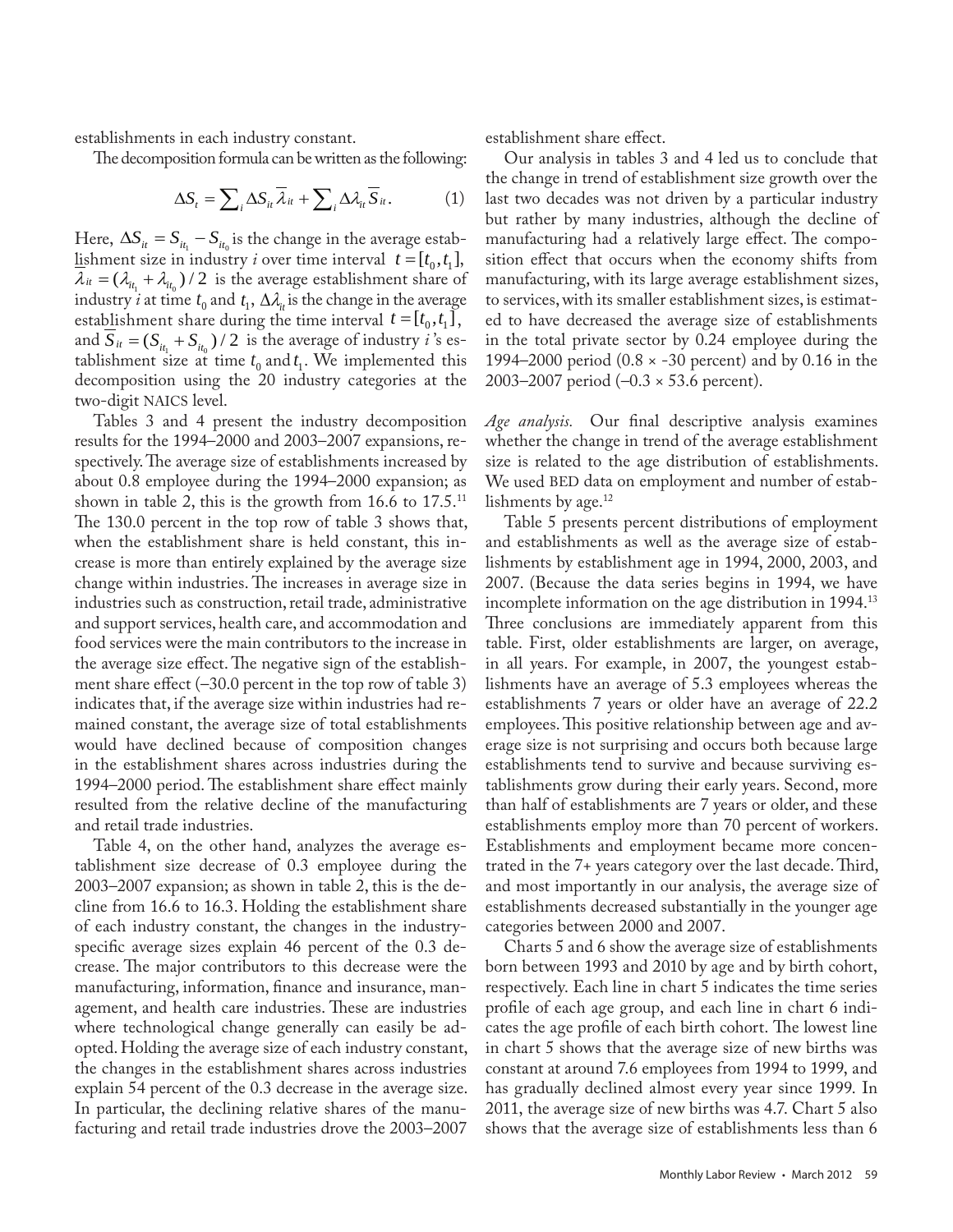establishments in each industry constant.

The decomposition formula can be written as the following:

$$\Delta S_t = \sum_i \Delta S_{it} \overline{\lambda}_{it} + \sum_i \Delta \lambda_{it} \overline{S}_{it}. \qquad (1)$$

Here, $\Delta S_{it} = S_{it_1} - S_{it_0}$ is the change in the average establishment size in industry $i$ over time interval $t = [t_0, t_1]$, $\overline{\lambda}_{it} = (\lambda_{it_1} + \lambda_{it_0})/2$ is the average establishment share of industry $i$ at time $t_0$ and $t_1$, $\Delta\lambda_{it}$ is the change in the average establishment share during the time interval $t = [t_0, t_1]$, and $\overline{S}_{it} = (S_{it_1} + S_{it_0})/2$ is the average of industry $i$'s establishment size at time $t_0$ and $t_1$. We implemented this decomposition using the 20 industry categories at the two-digit NAICS level.

Tables 3 and 4 present the industry decomposition results for the 1994–2000 and 2003–2007 expansions, respectively. The average size of establishments increased by about 0.8 employee during the 1994–2000 expansion; as shown in table 2, this is the growth from 16.6 to 17.5.[11] The 130.0 percent in the top row of table 3 shows that, when the establishment share is held constant, this increase is more than entirely explained by the average size change within industries. The increases in average size in industries such as construction, retail trade, administrative and support services, health care, and accommodation and food services were the main contributors to the increase in the average size effect. The negative sign of the establishment share effect (–30.0 percent in the top row of table 3) indicates that, if the average size within industries had remained constant, the average size of total establishments would have declined because of composition changes in the establishment shares across industries during the 1994–2000 period. The establishment share effect mainly resulted from the relative decline of the manufacturing and retail trade industries.

Table 4, on the other hand, analyzes the average establishment size decrease of 0.3 employee during the 2003–2007 expansion; as shown in table 2, this is the decline from 16.6 to 16.3. Holding the establishment share of each industry constant, the changes in the industry-specific average sizes explain 46 percent of the 0.3 decrease. The major contributors to this decrease were the manufacturing, information, finance and insurance, management, and health care industries. These are industries where technological change generally can easily be adopted. Holding the average size of each industry constant, the changes in the establishment shares across industries explain 54 percent of the 0.3 decrease in the average size. In particular, the declining relative shares of the manufacturing and retail trade industries drove the 2003–2007 establishment share effect.

Our analysis in tables 3 and 4 led us to conclude that the change in trend of establishment size growth over the last two decades was not driven by a particular industry but rather by many industries, although the decline of manufacturing had a relatively large effect. The composition effect that occurs when the economy shifts from manufacturing, with its large average establishment sizes, to services, with its smaller establishment sizes, is estimated to have decreased the average size of establishments in the total private sector by 0.24 employee during the 1994–2000 period (0.8 × -30 percent) and by 0.16 in the 2003–2007 period (–0.3 × 53.6 percent).

*Age analysis.* Our final descriptive analysis examines whether the change in trend of the average establishment size is related to the age distribution of establishments. We used BED data on employment and number of establishments by age.[12]

Table 5 presents percent distributions of employment and establishments as well as the average size of establishments by establishment age in 1994, 2000, 2003, and 2007. (Because the data series begins in 1994, we have incomplete information on the age distribution in 1994.[13] Three conclusions are immediately apparent from this table. First, older establishments are larger, on average, in all years. For example, in 2007, the youngest establishments have an average of 5.3 employees whereas the establishments 7 years or older have an average of 22.2 employees. This positive relationship between age and average size is not surprising and occurs both because large establishments tend to survive and because surviving establishments grow during their early years. Second, more than half of establishments are 7 years or older, and these establishments employ more than 70 percent of workers. Establishments and employment became more concentrated in the 7+ years category over the last decade. Third, and most importantly in our analysis, the average size of establishments decreased substantially in the younger age categories between 2000 and 2007.

Charts 5 and 6 show the average size of establishments born between 1993 and 2010 by age and by birth cohort, respectively. Each line in chart 5 indicates the time series profile of each age group, and each line in chart 6 indicates the age profile of each birth cohort. The lowest line in chart 5 shows that the average size of new births was constant at around 7.6 employees from 1994 to 1999, and has gradually declined almost every year since 1999. In 2011, the average size of new births was 4.7. Chart 5 also shows that the average size of establishments less than 6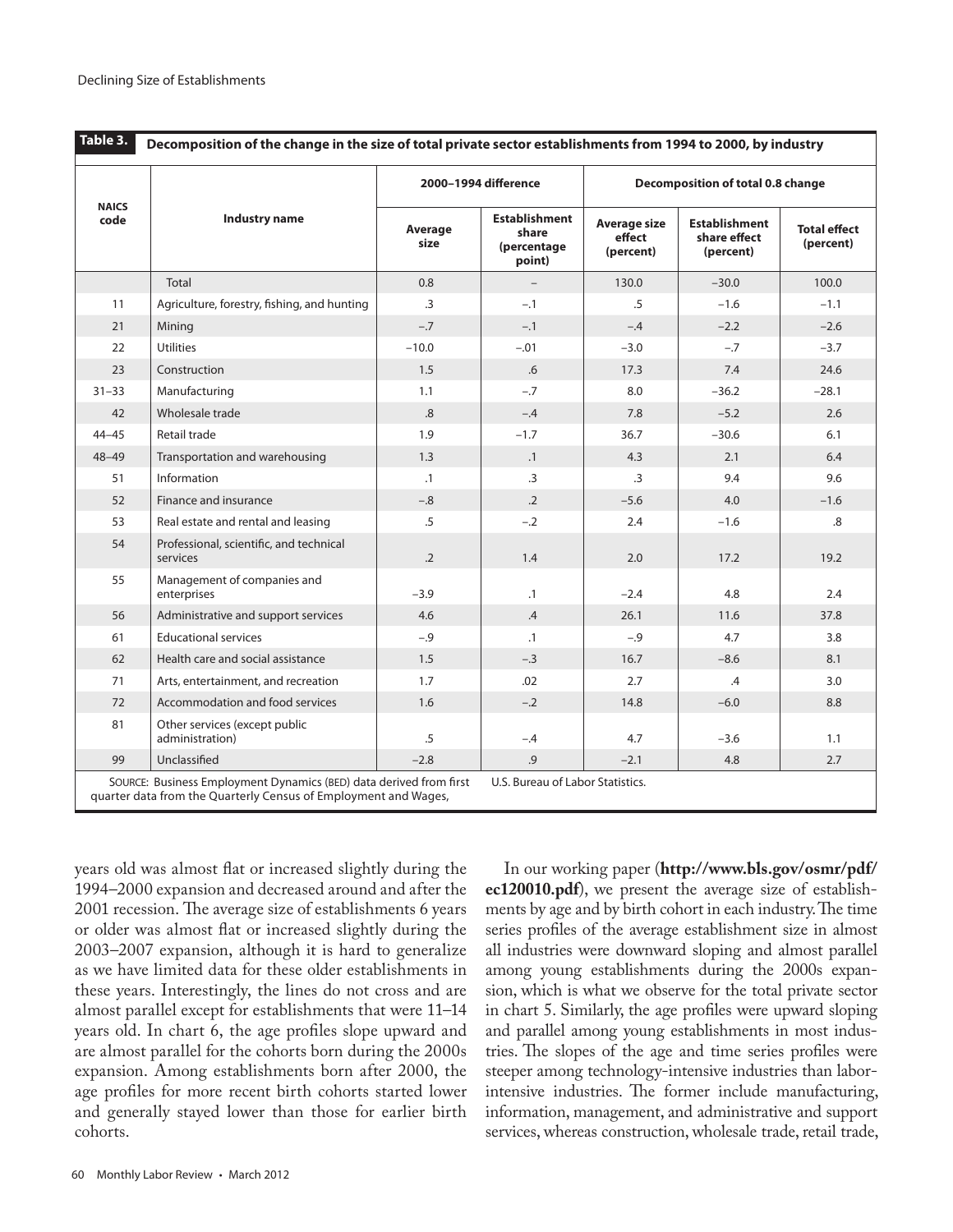**Table 3. Decomposition of the change in the size of total private sector establishments from 1994 to 2000, by industry**

| NAICS code | Industry name | 2000–1994 difference | | Decomposition of total 0.8 change | | |
|---|---|---|---|---|---|---|
| | | Average size | Establishment share (percentage point) | Average size effect (percent) | Establishment share effect (percent) | Total effect (percent) |
| | Total | 0.8 | – | 130.0 | –30.0 | 100.0 |
| 11 | Agriculture, forestry, fishing, and hunting | .3 | –.1 | .5 | –1.6 | –1.1 |
| 21 | Mining | –.7 | –.1 | –.4 | –2.2 | –2.6 |
| 22 | Utilities | –10.0 | –.01 | –3.0 | –.7 | –3.7 |
| 23 | Construction | 1.5 | .6 | 17.3 | 7.4 | 24.6 |
| 31–33 | Manufacturing | 1.1 | –.7 | 8.0 | –36.2 | –28.1 |
| 42 | Wholesale trade | .8 | –.4 | 7.8 | –5.2 | 2.6 |
| 44–45 | Retail trade | 1.9 | –1.7 | 36.7 | –30.6 | 6.1 |
| 48–49 | Transportation and warehousing | 1.3 | .1 | 4.3 | 2.1 | 6.4 |
| 51 | Information | .1 | .3 | .3 | 9.4 | 9.6 |
| 52 | Finance and insurance | –.8 | .2 | –5.6 | 4.0 | –1.6 |
| 53 | Real estate and rental and leasing | .5 | –.2 | 2.4 | –1.6 | .8 |
| 54 | Professional, scientific, and technical services | .2 | 1.4 | 2.0 | 17.2 | 19.2 |
| 55 | Management of companies and enterprises | –3.9 | .1 | –2.4 | 4.8 | 2.4 |
| 56 | Administrative and support services | 4.6 | .4 | 26.1 | 11.6 | 37.8 |
| 61 | Educational services | –.9 | .1 | –.9 | 4.7 | 3.8 |
| 62 | Health care and social assistance | 1.5 | –.3 | 16.7 | –8.6 | 8.1 |
| 71 | Arts, entertainment, and recreation | 1.7 | .02 | 2.7 | .4 | 3.0 |
| 72 | Accommodation and food services | 1.6 | –.2 | 14.8 | –6.0 | 8.8 |
| 81 | Other services (except public administration) | .5 | –.4 | 4.7 | –3.6 | 1.1 |
| 99 | Unclassified | –2.8 | .9 | –2.1 | 4.8 | 2.7 |

SOURCE: Business Employment Dynamics (BED) data derived from first quarter data from the Quarterly Census of Employment and Wages, U.S. Bureau of Labor Statistics.

years old was almost flat or increased slightly during the 1994–2000 expansion and decreased around and after the 2001 recession. The average size of establishments 6 years or older was almost flat or increased slightly during the 2003–2007 expansion, although it is hard to generalize as we have limited data for these older establishments in these years. Interestingly, the lines do not cross and are almost parallel except for establishments that were 11–14 years old. In chart 6, the age profiles slope upward and are almost parallel for the cohorts born during the 2000s expansion. Among establishments born after 2000, the age profiles for more recent birth cohorts started lower and generally stayed lower than those for earlier birth cohorts.

In our working paper (**http://www.bls.gov/osmr/pdf/ec120010.pdf**), we present the average size of establishments by age and by birth cohort in each industry. The time series profiles of the average establishment size in almost all industries were downward sloping and almost parallel among young establishments during the 2000s expansion, which is what we observe for the total private sector in chart 5. Similarly, the age profiles were upward sloping and parallel among young establishments in most industries. The slopes of the age and time series profiles were steeper among technology-intensive industries than labor-intensive industries. The former include manufacturing, information, management, and administrative and support services, whereas construction, wholesale trade, retail trade,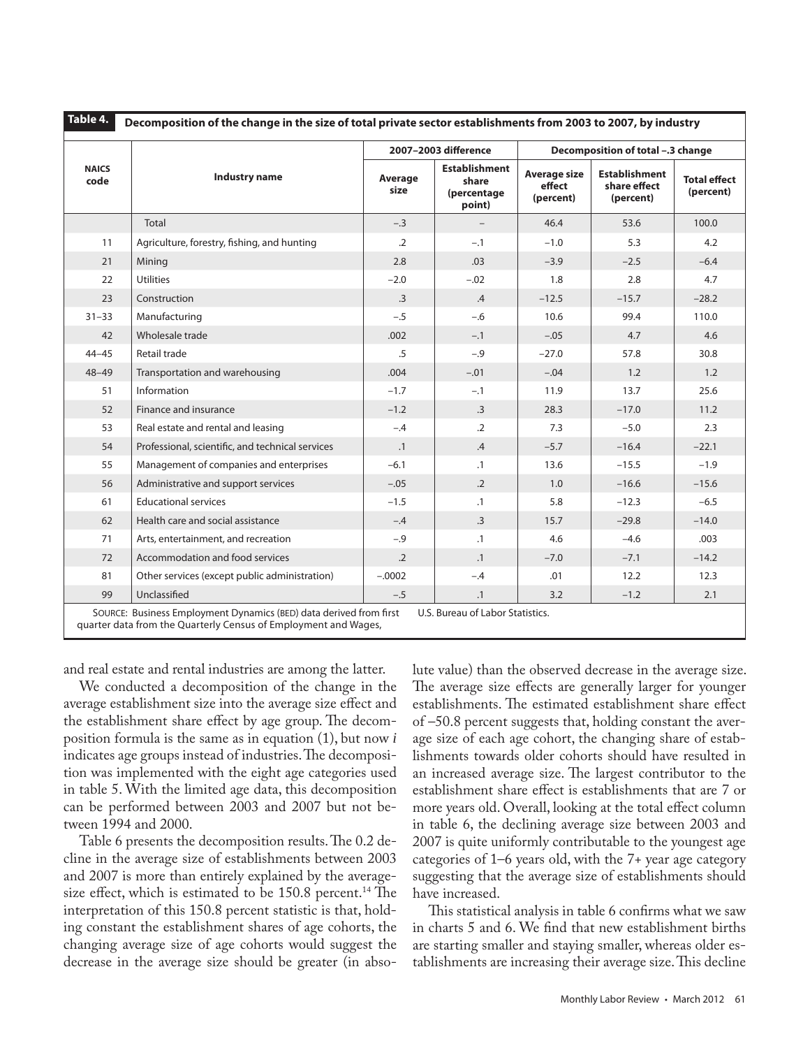**Table 4. Decomposition of the change in the size of total private sector establishments from 2003 to 2007, by industry**

| NAICS code | Industry name | 2007–2003 difference | | Decomposition of total –.3 change | | |
|---|---|---|---|---|---|---|
| | | Average size | Establishment share (percentage point) | Average size effect (percent) | Establishment share effect (percent) | Total effect (percent) |
| | Total | –.3 | – | 46.4 | 53.6 | 100.0 |
| 11 | Agriculture, forestry, fishing, and hunting | .2 | –.1 | –1.0 | 5.3 | 4.2 |
| 21 | Mining | 2.8 | .03 | –3.9 | –2.5 | –6.4 |
| 22 | Utilities | –2.0 | –.02 | 1.8 | 2.8 | 4.7 |
| 23 | Construction | .3 | .4 | –12.5 | –15.7 | –28.2 |
| 31–33 | Manufacturing | –.5 | –.6 | 10.6 | 99.4 | 110.0 |
| 42 | Wholesale trade | .002 | –.1 | –.05 | 4.7 | 4.6 |
| 44–45 | Retail trade | .5 | –.9 | –27.0 | 57.8 | 30.8 |
| 48–49 | Transportation and warehousing | .004 | –.01 | –.04 | 1.2 | 1.2 |
| 51 | Information | –1.7 | –.1 | 11.9 | 13.7 | 25.6 |
| 52 | Finance and insurance | –1.2 | .3 | 28.3 | –17.0 | 11.2 |
| 53 | Real estate and rental and leasing | –.4 | .2 | 7.3 | –5.0 | 2.3 |
| 54 | Professional, scientific, and technical services | .1 | .4 | –5.7 | –16.4 | –22.1 |
| 55 | Management of companies and enterprises | –6.1 | .1 | 13.6 | –15.5 | –1.9 |
| 56 | Administrative and support services | –.05 | .2 | 1.0 | –16.6 | –15.6 |
| 61 | Educational services | –1.5 | .1 | 5.8 | –12.3 | –6.5 |
| 62 | Health care and social assistance | –.4 | .3 | 15.7 | –29.8 | –14.0 |
| 71 | Arts, entertainment, and recreation | –.9 | .1 | 4.6 | –4.6 | .003 |
| 72 | Accommodation and food services | .2 | .1 | –7.0 | –7.1 | –14.2 |
| 81 | Other services (except public administration) | –.0002 | –.4 | .01 | 12.2 | 12.3 |
| 99 | Unclassified | –.5 | .1 | 3.2 | –1.2 | 2.1 |

SOURCE: Business Employment Dynamics (BED) data derived from first quarter data from the Quarterly Census of Employment and Wages, U.S. Bureau of Labor Statistics.

and real estate and rental industries are among the latter.

We conducted a decomposition of the change in the average establishment size into the average size effect and the establishment share effect by age group. The decomposition formula is the same as in equation (1), but now *i* indicates age groups instead of industries. The decomposition was implemented with the eight age categories used in table 5. With the limited age data, this decomposition can be performed between 2003 and 2007 but not between 1994 and 2000.

Table 6 presents the decomposition results. The 0.2 decline in the average size of establishments between 2003 and 2007 is more than entirely explained by the average-size effect, which is estimated to be 150.8 percent.[14] The interpretation of this 150.8 percent statistic is that, holding constant the establishment shares of age cohorts, the changing average size of age cohorts would suggest the decrease in the average size should be greater (in absolute value) than the observed decrease in the average size. The average size effects are generally larger for younger establishments. The estimated establishment share effect of –50.8 percent suggests that, holding constant the average size of each age cohort, the changing share of establishments towards older cohorts should have resulted in an increased average size. The largest contributor to the establishment share effect is establishments that are 7 or more years old. Overall, looking at the total effect column in table 6, the declining average size between 2003 and 2007 is quite uniformly contributable to the youngest age categories of 1–6 years old, with the 7+ year age category suggesting that the average size of establishments should have increased.

This statistical analysis in table 6 confirms what we saw in charts 5 and 6. We find that new establishment births are starting smaller and staying smaller, whereas older establishments are increasing their average size. This decline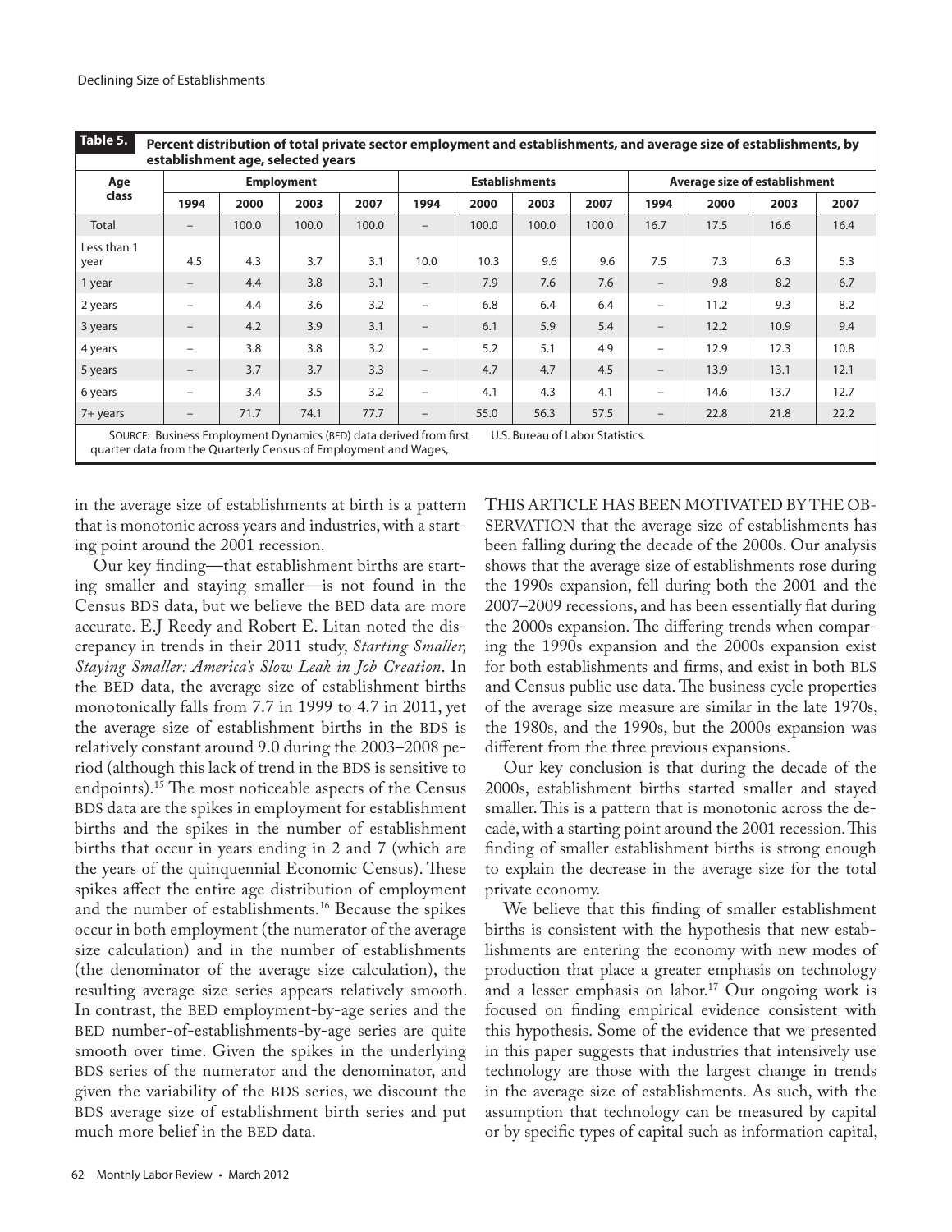**Table 5. Percent distribution of total private sector employment and establishments, and average size of establishments, by establishment age, selected years**

| Age class | Employment | | | | Establishments | | | | Average size of establishment | | | |
|---|---|---|---|---|---|---|---|---|---|---|---|---|
| | 1994 | 2000 | 2003 | 2007 | 1994 | 2000 | 2003 | 2007 | 1994 | 2000 | 2003 | 2007 |
| Total | – | 100.0 | 100.0 | 100.0 | – | 100.0 | 100.0 | 100.0 | 16.7 | 17.5 | 16.6 | 16.4 |
| Less than 1 year | 4.5 | 4.3 | 3.7 | 3.1 | 10.0 | 10.3 | 9.6 | 9.6 | 7.5 | 7.3 | 6.3 | 5.3 |
| 1 year | – | 4.4 | 3.8 | 3.1 | – | 7.9 | 7.6 | 7.6 | – | 9.8 | 8.2 | 6.7 |
| 2 years | – | 4.4 | 3.6 | 3.2 | – | 6.8 | 6.4 | 6.4 | – | 11.2 | 9.3 | 8.2 |
| 3 years | – | 4.2 | 3.9 | 3.1 | – | 6.1 | 5.9 | 5.4 | – | 12.2 | 10.9 | 9.4 |
| 4 years | – | 3.8 | 3.8 | 3.2 | – | 5.2 | 5.1 | 4.9 | – | 12.9 | 12.3 | 10.8 |
| 5 years | – | 3.7 | 3.7 | 3.3 | – | 4.7 | 4.7 | 4.5 | – | 13.9 | 13.1 | 12.1 |
| 6 years | – | 3.4 | 3.5 | 3.2 | – | 4.1 | 4.3 | 4.1 | – | 14.6 | 13.7 | 12.7 |
| 7+ years | – | 71.7 | 74.1 | 77.7 | – | 55.0 | 56.3 | 57.5 | – | 22.8 | 21.8 | 22.2 |

SOURCE: Business Employment Dynamics (BED) data derived from first quarter data from the Quarterly Census of Employment and Wages, U.S. Bureau of Labor Statistics.

in the average size of establishments at birth is a pattern that is monotonic across years and industries, with a starting point around the 2001 recession.

Our key finding—that establishment births are starting smaller and staying smaller—is not found in the Census BDS data, but we believe the BED data are more accurate. E.J Reedy and Robert E. Litan noted the discrepancy in trends in their 2011 study, *Starting Smaller, Staying Smaller: America's Slow Leak in Job Creation*. In the BED data, the average size of establishment births monotonically falls from 7.7 in 1999 to 4.7 in 2011, yet the average size of establishment births in the BDS is relatively constant around 9.0 during the 2003–2008 period (although this lack of trend in the BDS is sensitive to endpoints).[15] The most noticeable aspects of the Census BDS data are the spikes in employment for establishment births and the spikes in the number of establishment births that occur in years ending in 2 and 7 (which are the years of the quinquennial Economic Census). These spikes affect the entire age distribution of employment and the number of establishments.[16] Because the spikes occur in both employment (the numerator of the average size calculation) and in the number of establishments (the denominator of the average size calculation), the resulting average size series appears relatively smooth. In contrast, the BED employment-by-age series and the BED number-of-establishments-by-age series are quite smooth over time. Given the spikes in the underlying BDS series of the numerator and the denominator, and given the variability of the BDS series, we discount the BDS average size of establishment birth series and put much more belief in the BED data.

THIS ARTICLE HAS BEEN MOTIVATED BY THE OBSERVATION that the average size of establishments has been falling during the decade of the 2000s. Our analysis shows that the average size of establishments rose during the 1990s expansion, fell during both the 2001 and the 2007–2009 recessions, and has been essentially flat during the 2000s expansion. The differing trends when comparing the 1990s expansion and the 2000s expansion exist for both establishments and firms, and exist in both BLS and Census public use data. The business cycle properties of the average size measure are similar in the late 1970s, the 1980s, and the 1990s, but the 2000s expansion was different from the three previous expansions.

Our key conclusion is that during the decade of the 2000s, establishment births started smaller and stayed smaller. This is a pattern that is monotonic across the decade, with a starting point around the 2001 recession. This finding of smaller establishment births is strong enough to explain the decrease in the average size for the total private economy.

We believe that this finding of smaller establishment births is consistent with the hypothesis that new establishments are entering the economy with new modes of production that place a greater emphasis on technology and a lesser emphasis on labor.[17] Our ongoing work is focused on finding empirical evidence consistent with this hypothesis. Some of the evidence that we presented in this paper suggests that industries that intensively use technology are those with the largest change in trends in the average size of establishments. As such, with the assumption that technology can be measured by capital or by specific types of capital such as information capital,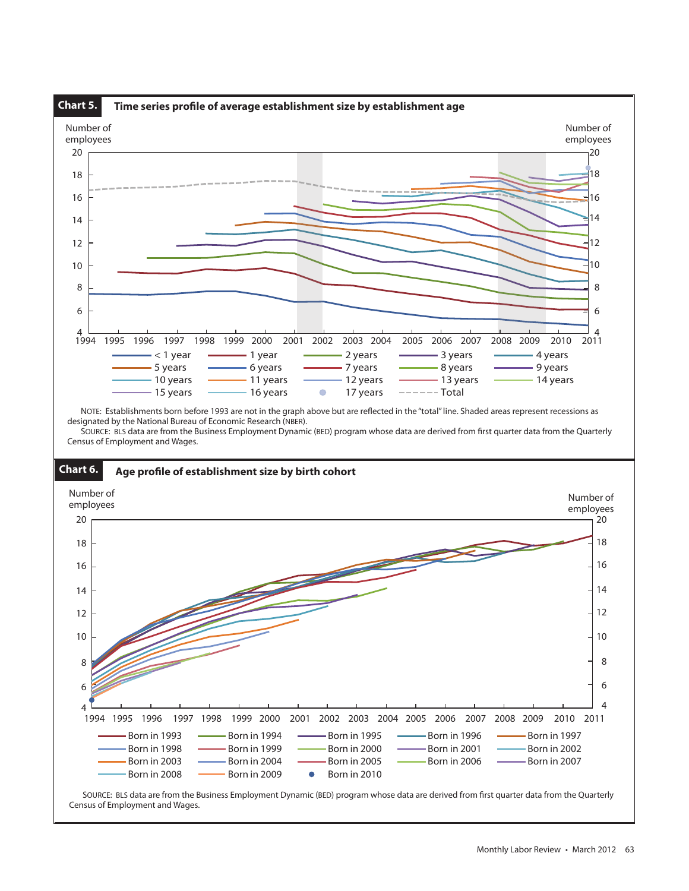**Chart 5. Time series profile of average establishment size by establishment age**

Number of employees (left and right axes: 4–20); years 1994–2011

Legend: < 1 year; 1 year; 2 years; 3 years; 4 years; 5 years; 6 years; 7 years; 8 years; 9 years; 10 years; 11 years; 12 years; 13 years; 14 years; 15 years; 16 years; 17 years; Total

NOTE: Establishments born before 1993 are not in the graph above but are reflected in the "total" line. Shaded areas represent recessions as designated by the National Bureau of Economic Research (NBER).

SOURCE: BLS data are from the Business Employment Dynamic (BED) program whose data are derived from first quarter data from the Quarterly Census of Employment and Wages.

**Chart 6. Age profile of establishment size by birth cohort**

Number of employees (left and right axes: 4–20); years 1994–2011

Legend: Born in 1993; Born in 1994; Born in 1995; Born in 1996; Born in 1997; Born in 1998; Born in 1999; Born in 2000; Born in 2001; Born in 2002; Born in 2003; Born in 2004; Born in 2005; Born in 2006; Born in 2007; Born in 2008; Born in 2009; Born in 2010

SOURCE: BLS data are from the Business Employment Dynamic (BED) program whose data are derived from first quarter data from the Quarterly Census of Employment and Wages.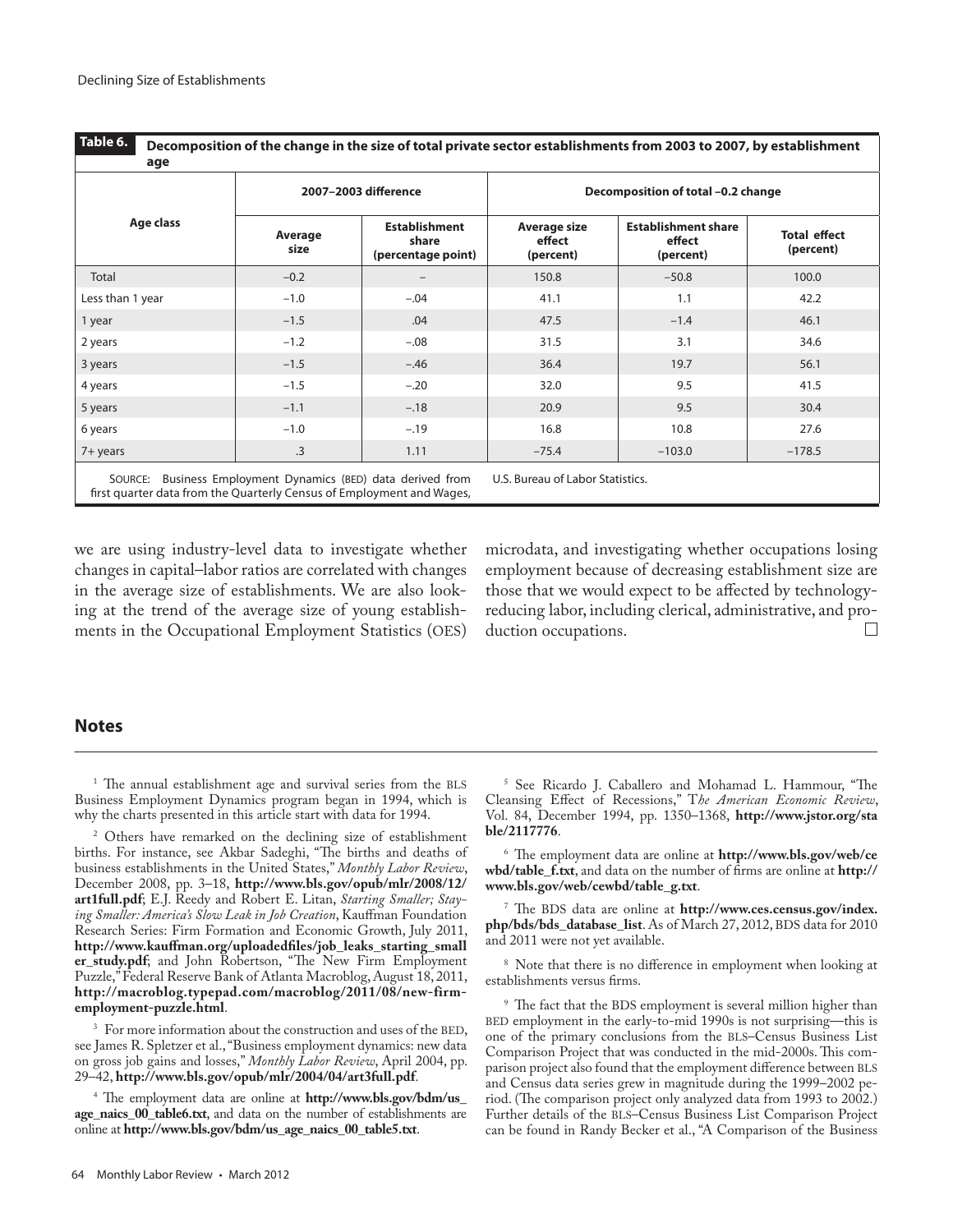**Table 6. Decomposition of the change in the size of total private sector establishments from 2003 to 2007, by establishment age**

| Age class | 2007–2003 difference | | Decomposition of total –0.2 change | | |
|---|---|---|---|---|---|
| | Average size | Establishment share (percentage point) | Average size effect (percent) | Establishment share effect (percent) | Total effect (percent) |
| Total | –0.2 | – | 150.8 | –50.8 | 100.0 |
| Less than 1 year | –1.0 | –.04 | 41.1 | 1.1 | 42.2 |
| 1 year | –1.5 | .04 | 47.5 | –1.4 | 46.1 |
| 2 years | –1.2 | –.08 | 31.5 | 3.1 | 34.6 |
| 3 years | –1.5 | –.46 | 36.4 | 19.7 | 56.1 |
| 4 years | –1.5 | –.20 | 32.0 | 9.5 | 41.5 |
| 5 years | –1.1 | –.18 | 20.9 | 9.5 | 30.4 |
| 6 years | –1.0 | –.19 | 16.8 | 10.8 | 27.6 |
| 7+ years | .3 | 1.11 | –75.4 | –103.0 | –178.5 |

SOURCE: Business Employment Dynamics (BED) data derived from first quarter data from the Quarterly Census of Employment and Wages, U.S. Bureau of Labor Statistics.

we are using industry-level data to investigate whether changes in capital–labor ratios are correlated with changes in the average size of establishments. We are also looking at the trend of the average size of young establishments in the Occupational Employment Statistics (OES) microdata, and investigating whether occupations losing employment because of decreasing establishment size are those that we would expect to be affected by technology-reducing labor, including clerical, administrative, and production occupations.

## Notes

[1] The annual establishment age and survival series from the BLS Business Employment Dynamics program began in 1994, which is why the charts presented in this article start with data for 1994.

[2] Others have remarked on the declining size of establishment births. For instance, see Akbar Sadeghi, "The births and deaths of business establishments in the United States," *Monthly Labor Review*, December 2008, pp. 3–18, **http://www.bls.gov/opub/mlr/2008/12/art1full.pdf**; E.J. Reedy and Robert E. Litan, *Starting Smaller; Staying Smaller: America's Slow Leak in Job Creation*, Kauffman Foundation Research Series: Firm Formation and Economic Growth, July 2011, **http://www.kauffman.org/uploadedfiles/job_leaks_starting_smaller_study.pdf**; and John Robertson, "The New Firm Employment Puzzle," Federal Reserve Bank of Atlanta Macroblog, August 18, 2011, **http://macroblog.typepad.com/macroblog/2011/08/new-firm-employment-puzzle.html**.

[3] For more information about the construction and uses of the BED, see James R. Spletzer et al., "Business employment dynamics: new data on gross job gains and losses," *Monthly Labor Review*, April 2004, pp. 29–42, **http://www.bls.gov/opub/mlr/2004/04/art3full.pdf**.

[4] The employment data are online at **http://www.bls.gov/bdm/us_age_naics_00_table6.txt**, and data on the number of establishments are online at **http://www.bls.gov/bdm/us_age_naics_00_table5.txt**.

[5] See Ricardo J. Caballero and Mohamad L. Hammour, "The Cleansing Effect of Recessions," T*he American Economic Review*, Vol. 84, December 1994, pp. 1350–1368, **http://www.jstor.org/stable/2117776**.

[6] The employment data are online at **http://www.bls.gov/web/cewbd/table_f.txt**, and data on the number of firms are online at **http://www.bls.gov/web/cewbd/table_g.txt**.

[7] The BDS data are online at **http://www.ces.census.gov/index.php/bds/bds_database_list**. As of March 27, 2012, BDS data for 2010 and 2011 were not yet available.

[8] Note that there is no difference in employment when looking at establishments versus firms.

[9] The fact that the BDS employment is several million higher than BED employment in the early-to-mid 1990s is not surprising—this is one of the primary conclusions from the BLS–Census Business List Comparison Project that was conducted in the mid-2000s. This comparison project also found that the employment difference between BLS and Census data series grew in magnitude during the 1999–2002 period. (The comparison project only analyzed data from 1993 to 2002.) Further details of the BLS–Census Business List Comparison Project can be found in Randy Becker et al., "A Comparison of the Business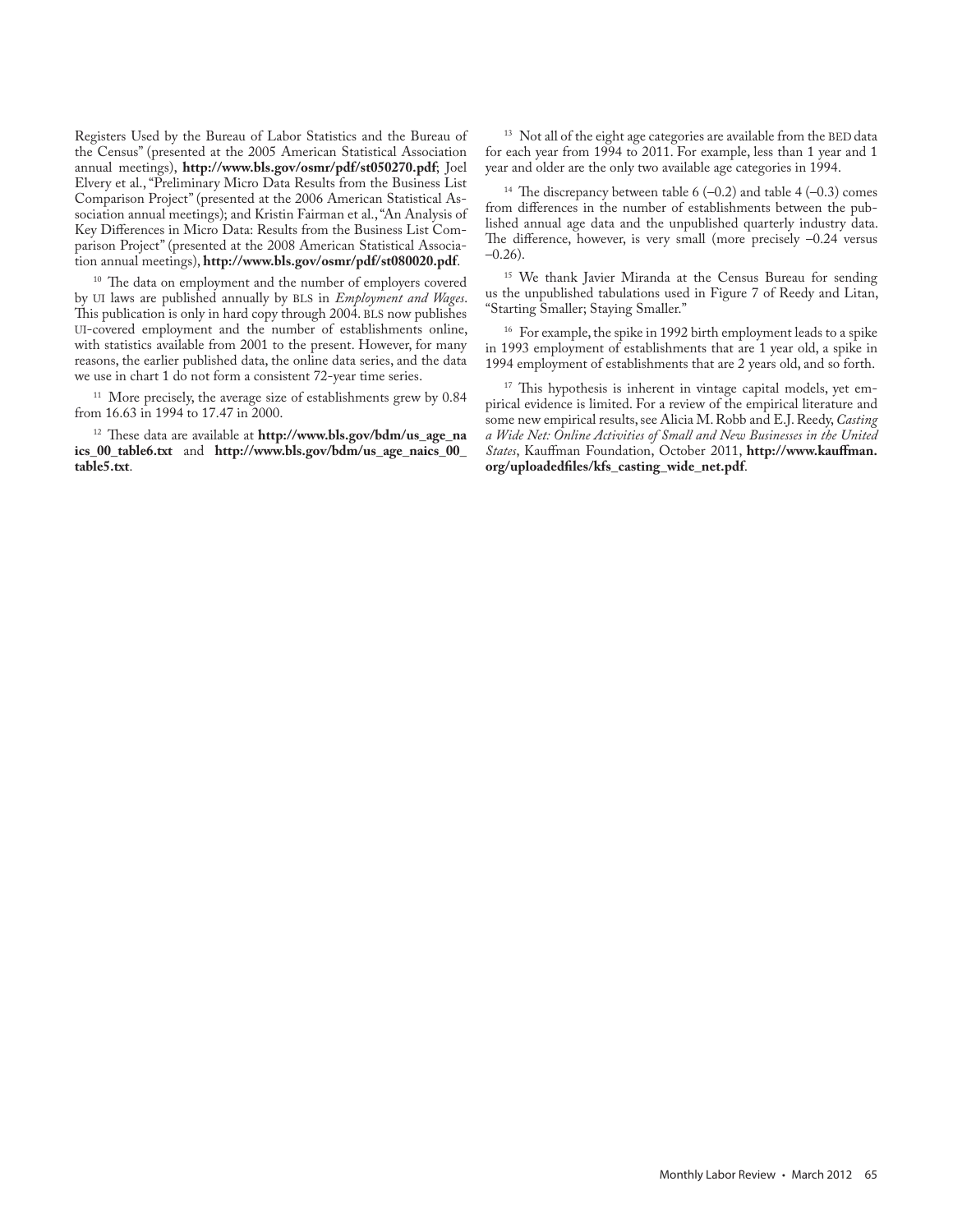Registers Used by the Bureau of Labor Statistics and the Bureau of the Census" (presented at the 2005 American Statistical Association annual meetings), **http://www.bls.gov/osmr/pdf/st050270.pdf**; Joel Elvery et al., "Preliminary Micro Data Results from the Business List Comparison Project" (presented at the 2006 American Statistical Association annual meetings); and Kristin Fairman et al., "An Analysis of Key Differences in Micro Data: Results from the Business List Comparison Project" (presented at the 2008 American Statistical Association annual meetings), **http://www.bls.gov/osmr/pdf/st080020.pdf**.

[10] The data on employment and the number of employers covered by UI laws are published annually by BLS in *Employment and Wages*. This publication is only in hard copy through 2004. BLS now publishes UI-covered employment and the number of establishments online, with statistics available from 2001 to the present. However, for many reasons, the earlier published data, the online data series, and the data we use in chart 1 do not form a consistent 72-year time series.

[11] More precisely, the average size of establishments grew by 0.84 from 16.63 in 1994 to 17.47 in 2000.

[12] These data are available at **http://www.bls.gov/bdm/us_age_naics_00_table6.txt** and **http://www.bls.gov/bdm/us_age_naics_00_table5.txt**.

[13] Not all of the eight age categories are available from the BED data for each year from 1994 to 2011. For example, less than 1 year and 1 year and older are the only two available age categories in 1994.

[14] The discrepancy between table 6 (–0.2) and table 4 (–0.3) comes from differences in the number of establishments between the published annual age data and the unpublished quarterly industry data. The difference, however, is very small (more precisely –0.24 versus –0.26).

[15] We thank Javier Miranda at the Census Bureau for sending us the unpublished tabulations used in Figure 7 of Reedy and Litan, "Starting Smaller; Staying Smaller."

[16] For example, the spike in 1992 birth employment leads to a spike in 1993 employment of establishments that are 1 year old, a spike in 1994 employment of establishments that are 2 years old, and so forth.

[17] This hypothesis is inherent in vintage capital models, yet empirical evidence is limited. For a review of the empirical literature and some new empirical results, see Alicia M. Robb and E.J. Reedy, *Casting a Wide Net: Online Activities of Small and New Businesses in the United States*, Kauffman Foundation, October 2011, **http://www.kauffman.org/uploadedfiles/kfs_casting_wide_net.pdf**.